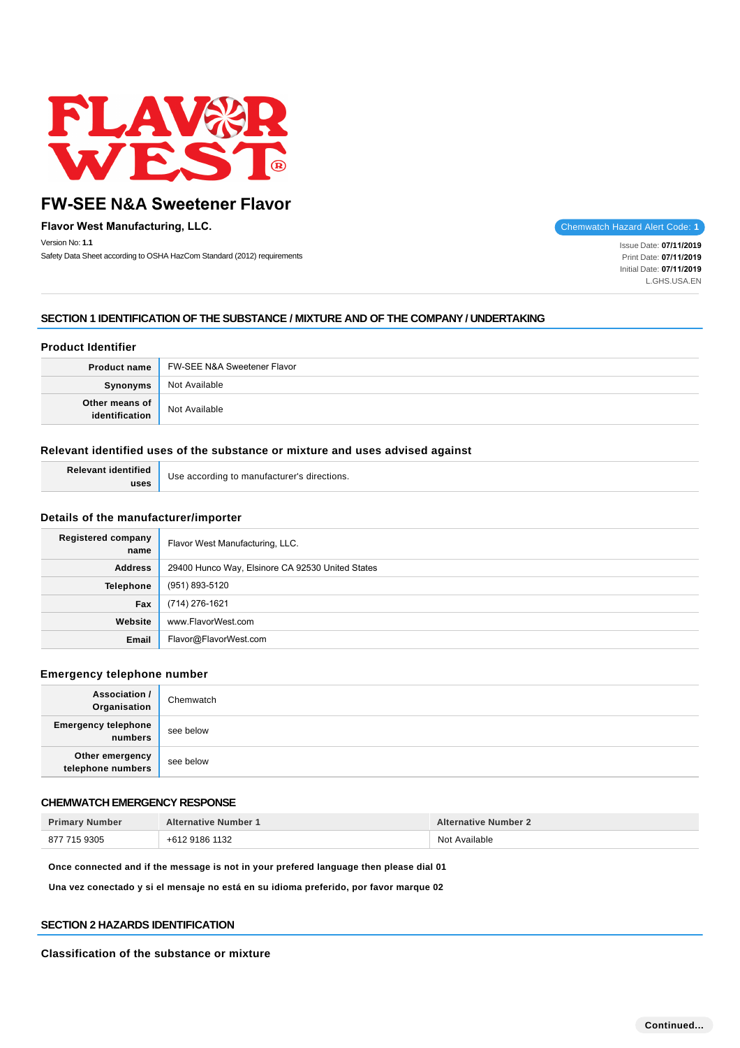# FW-SEE N&A Sweetener Flavor

**Flavor West Manufacturing, LLC.**

Chemwatch Hazard Alert Code: **1**

Version No: **1.1**

Safety Data Sheet according to OSHA HazCom Standard (2012) requirements

Issue Date: **07/11/2019**
Print Date: **07/11/2019**
Initial Date: **07/11/2019**
L.GHS.USA.EN

## SECTION 1 IDENTIFICATION OF THE SUBSTANCE / MIXTURE AND OF THE COMPANY / UNDERTAKING

### Product Identifier

| | |
|---|---|
| **Product name** | FW-SEE N&A Sweetener Flavor |
| **Synonyms** | Not Available |
| **Other means of identification** | Not Available |

### Relevant identified uses of the substance or mixture and uses advised against

| | |
|---|---|
| **Relevant identified uses** | Use according to manufacturer's directions. |

### Details of the manufacturer/importer

| | |
|---|---|
| **Registered company name** | Flavor West Manufacturing, LLC. |
| **Address** | 29400 Hunco Way, Elsinore CA 92530 United States |
| **Telephone** | (951) 893-5120 |
| **Fax** | (714) 276-1621 |
| **Website** | www.FlavorWest.com |
| **Email** | Flavor@FlavorWest.com |

### Emergency telephone number

| | |
|---|---|
| **Association / Organisation** | Chemwatch |
| **Emergency telephone numbers** | see below |
| **Other emergency telephone numbers** | see below |

### CHEMWATCH EMERGENCY RESPONSE

| Primary Number | Alternative Number 1 | Alternative Number 2 |
|---|---|---|
| 877 715 9305 | +612 9186 1132 | Not Available |

**Once connected and if the message is not in your prefered language then please dial 01**

**Una vez conectado y si el mensaje no está en su idioma preferido, por favor marque 02**

## SECTION 2 HAZARDS IDENTIFICATION

### Classification of the substance or mixture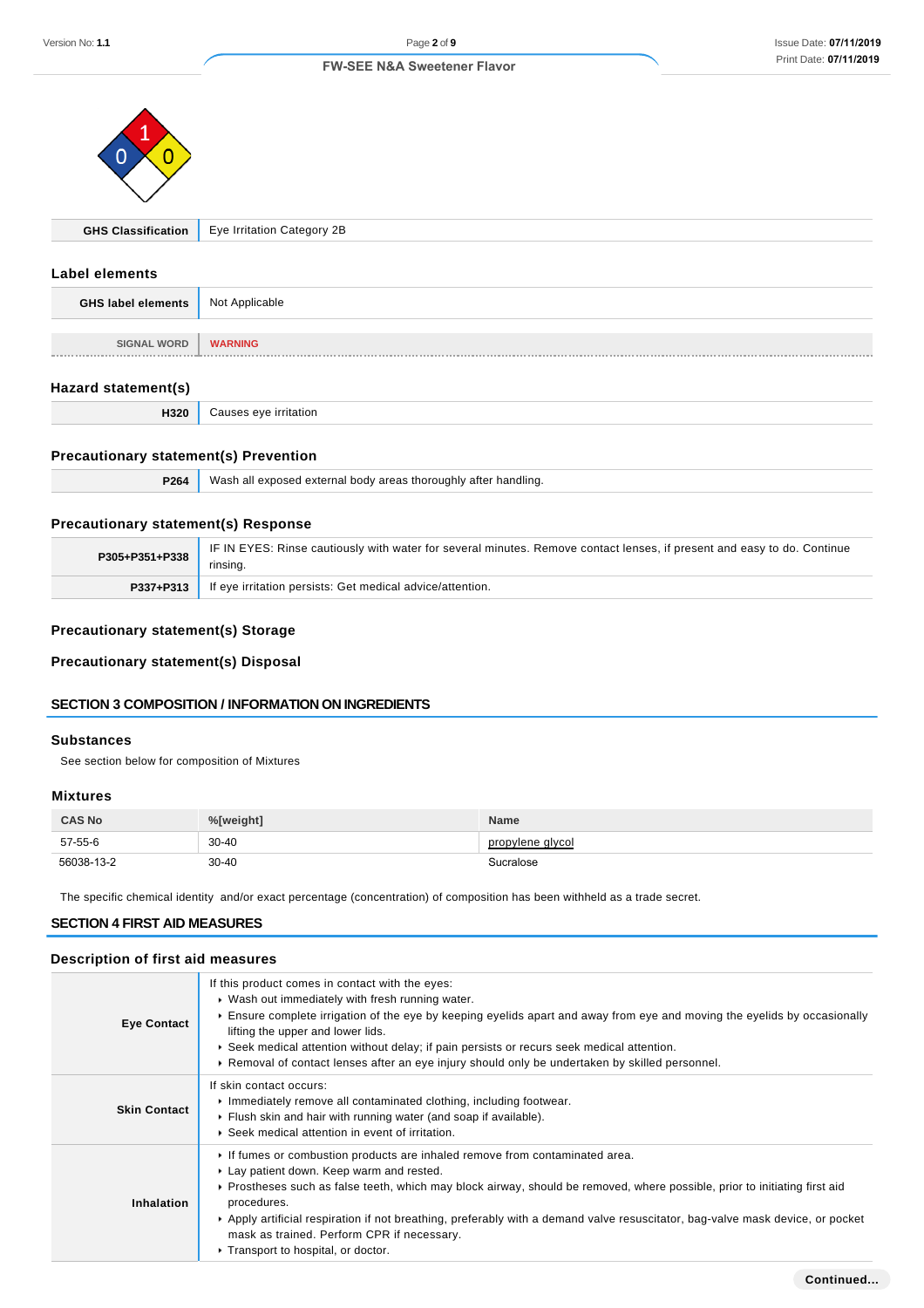| GHS Classification | Eye Irritation Category 2B |
| --- | --- |

## Label elements

| GHS label elements | Not Applicable |
| --- | --- |

| SIGNAL WORD | WARNING |
| --- | --- |

## Hazard statement(s)

| H320 | Causes eye irritation |
| --- | --- |

## Precautionary statement(s) Prevention

| P264 | Wash all exposed external body areas thoroughly after handling. |
| --- | --- |

## Precautionary statement(s) Response

| P305+P351+P338 | IF IN EYES: Rinse cautiously with water for several minutes. Remove contact lenses, if present and easy to do. Continue rinsing. |
| --- | --- |
| P337+P313 | If eye irritation persists: Get medical advice/attention. |

## Precautionary statement(s) Storage

## Precautionary statement(s) Disposal

# SECTION 3 COMPOSITION / INFORMATION ON INGREDIENTS

## Substances

See section below for composition of Mixtures

## Mixtures

| CAS No | %[weight] | Name |
| --- | --- | --- |
| 57-55-6 | 30-40 | propylene glycol |
| 56038-13-2 | 30-40 | Sucralose |

The specific chemical identity and/or exact percentage (concentration) of composition has been withheld as a trade secret.

# SECTION 4 FIRST AID MEASURES

## Description of first aid measures

| | |
| --- | --- |
| Eye Contact | If this product comes in contact with the eyes:<br>▸ Wash out immediately with fresh running water.<br>▸ Ensure complete irrigation of the eye by keeping eyelids apart and away from eye and moving the eyelids by occasionally lifting the upper and lower lids.<br>▸ Seek medical attention without delay; if pain persists or recurs seek medical attention.<br>▸ Removal of contact lenses after an eye injury should only be undertaken by skilled personnel. |
| Skin Contact | If skin contact occurs:<br>▸ Immediately remove all contaminated clothing, including footwear.<br>▸ Flush skin and hair with running water (and soap if available).<br>▸ Seek medical attention in event of irritation. |
| Inhalation | ▸ If fumes or combustion products are inhaled remove from contaminated area.<br>▸ Lay patient down. Keep warm and rested.<br>▸ Prostheses such as false teeth, which may block airway, should be removed, where possible, prior to initiating first aid procedures.<br>▸ Apply artificial respiration if not breathing, preferably with a demand valve resuscitator, bag-valve mask device, or pocket mask as trained. Perform CPR if necessary.<br>▸ Transport to hospital, or doctor. |

Continued...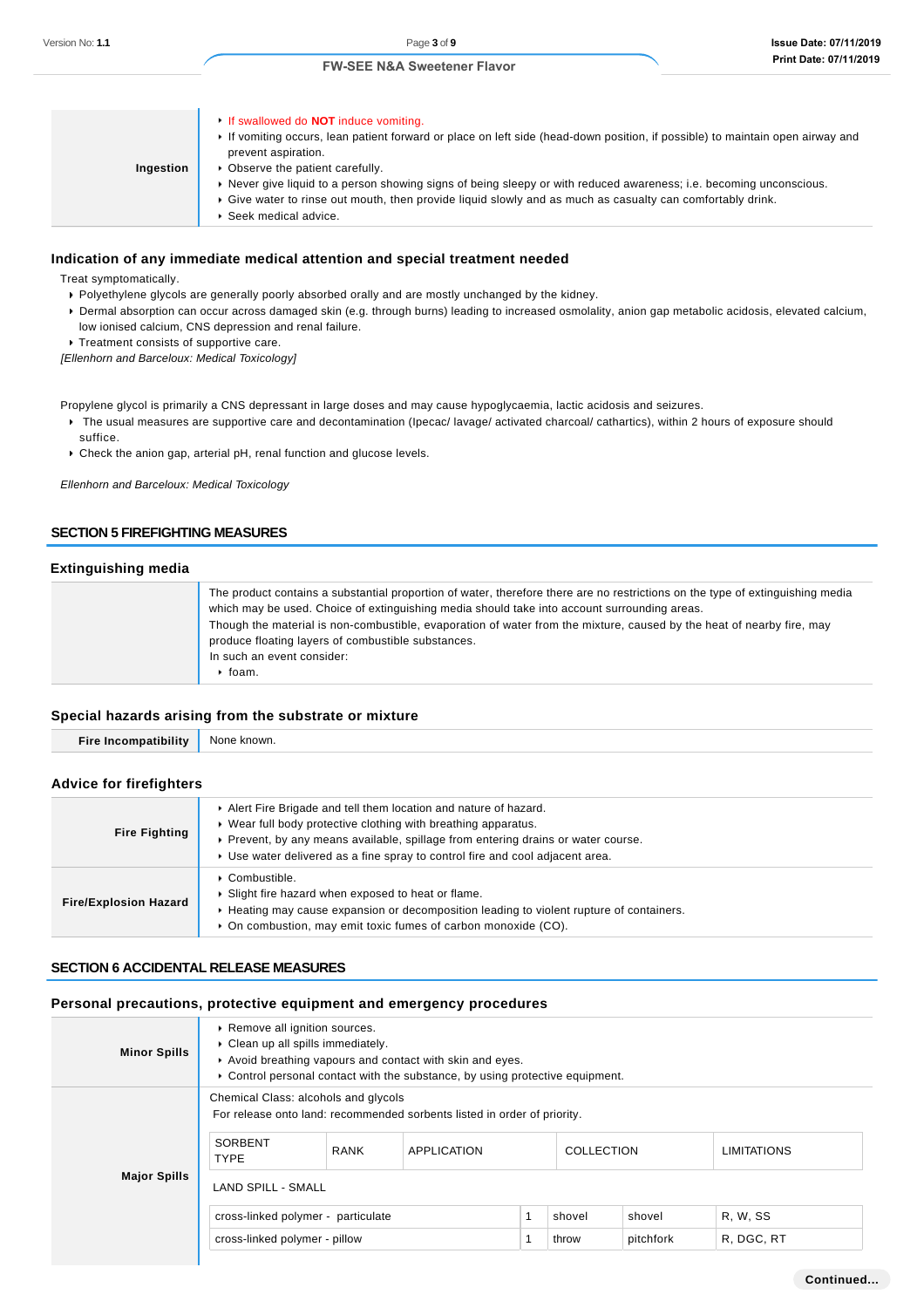| | |
|---|---|
| **Ingestion** | ▸ If swallowed do **NOT** induce vomiting.<br>▸ If vomiting occurs, lean patient forward or place on left side (head-down position, if possible) to maintain open airway and prevent aspiration.<br>▸ Observe the patient carefully.<br>▸ Never give liquid to a person showing signs of being sleepy or with reduced awareness; i.e. becoming unconscious.<br>▸ Give water to rinse out mouth, then provide liquid slowly and as much as casualty can comfortably drink.<br>▸ Seek medical advice. |

### Indication of any immediate medical attention and special treatment needed

Treat symptomatically.

- Polyethylene glycols are generally poorly absorbed orally and are mostly unchanged by the kidney.
- Dermal absorption can occur across damaged skin (e.g. through burns) leading to increased osmolality, anion gap metabolic acidosis, elevated calcium, low ionised calcium, CNS depression and renal failure.
- Treatment consists of supportive care.

*[Ellenhorn and Barceloux: Medical Toxicology]*

Propylene glycol is primarily a CNS depressant in large doses and may cause hypoglycaemia, lactic acidosis and seizures.

- The usual measures are supportive care and decontamination (Ipecac/ lavage/ activated charcoal/ cathartics), within 2 hours of exposure should suffice.
- Check the anion gap, arterial pH, renal function and glucose levels.

*Ellenhorn and Barceloux: Medical Toxicology*

## SECTION 5 FIREFIGHTING MEASURES

### Extinguishing media

| | |
|---|---|
| | The product contains a substantial proportion of water, therefore there are no restrictions on the type of extinguishing media which may be used. Choice of extinguishing media should take into account surrounding areas.<br>Though the material is non-combustible, evaporation of water from the mixture, caused by the heat of nearby fire, may produce floating layers of combustible substances.<br>In such an event consider:<br>▸ foam. |

### Special hazards arising from the substrate or mixture

| | |
|---|---|
| **Fire Incompatibility** | None known. |

### Advice for firefighters

| | |
|---|---|
| **Fire Fighting** | ▸ Alert Fire Brigade and tell them location and nature of hazard.<br>▸ Wear full body protective clothing with breathing apparatus.<br>▸ Prevent, by any means available, spillage from entering drains or water course.<br>▸ Use water delivered as a fine spray to control fire and cool adjacent area. |
| **Fire/Explosion Hazard** | ▸ Combustible.<br>▸ Slight fire hazard when exposed to heat or flame.<br>▸ Heating may cause expansion or decomposition leading to violent rupture of containers.<br>▸ On combustion, may emit toxic fumes of carbon monoxide (CO). |

## SECTION 6 ACCIDENTAL RELEASE MEASURES

### Personal precautions, protective equipment and emergency procedures

| | |
|---|---|
| **Minor Spills** | ▸ Remove all ignition sources.<br>▸ Clean up all spills immediately.<br>▸ Avoid breathing vapours and contact with skin and eyes.<br>▸ Control personal contact with the substance, by using protective equipment. |
| **Major Spills** | Chemical Class: alcohols and glycols<br>For release onto land: recommended sorbents listed in order of priority. |

| SORBENT TYPE | RANK | APPLICATION | COLLECTION | LIMITATIONS |
|---|---|---|---|---|
| LAND SPILL - SMALL | | | | |
| cross-linked polymer - particulate | 1 | shovel | shovel | R, W, SS |
| cross-linked polymer - pillow | 1 | throw | pitchfork | R, DGC, RT |

Continued...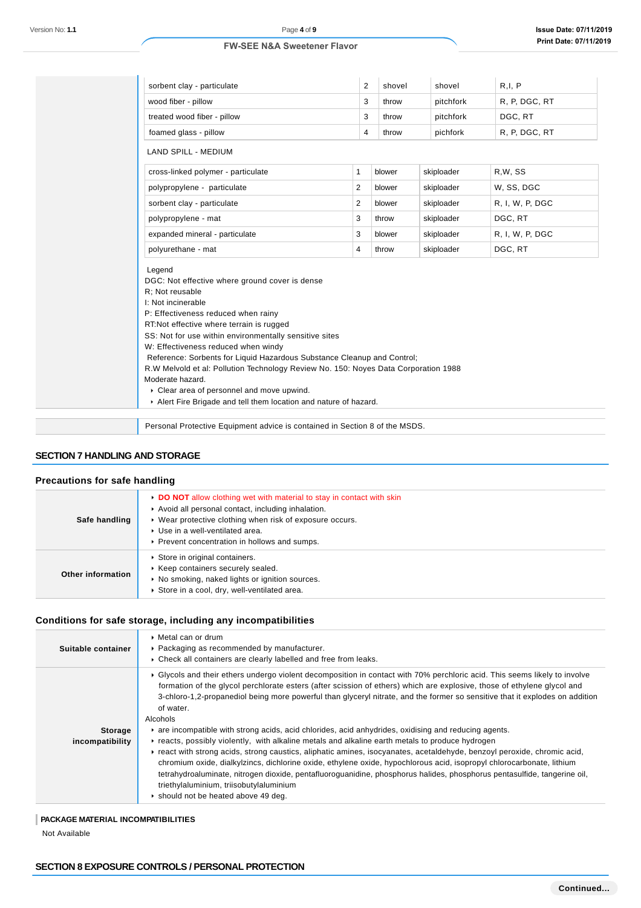| | | | |
|---|---|---|---|
| sorbent clay - particulate | 2 | shovel | shovel | R,I, P |
| wood fiber - pillow | 3 | throw | pitchfork | R, P, DGC, RT |
| treated wood fiber - pillow | 3 | throw | pitchfork | DGC, RT |
| foamed glass - pillow | 4 | throw | pichfork | R, P, DGC, RT |

LAND SPILL - MEDIUM

| | | | | |
|---|---|---|---|---|
| cross-linked polymer - particulate | 1 | blower | skiploader | R,W, SS |
| polypropylene - particulate | 2 | blower | skiploader | W, SS, DGC |
| sorbent clay - particulate | 2 | blower | skiploader | R, I, W, P, DGC |
| polypropylene - mat | 3 | throw | skiploader | DGC, RT |
| expanded mineral - particulate | 3 | blower | skiploader | R, I, W, P, DGC |
| polyurethane - mat | 4 | throw | skiploader | DGC, RT |

Legend
DGC: Not effective where ground cover is dense
R; Not reusable
I: Not incinerable
P: Effectiveness reduced when rainy
RT:Not effective where terrain is rugged
SS: Not for use within environmentally sensitive sites
W: Effectiveness reduced when windy
Reference: Sorbents for Liquid Hazardous Substance Cleanup and Control;
R.W Melvold et al: Pollution Technology Review No. 150: Noyes Data Corporation 1988
Moderate hazard.

- Clear area of personnel and move upwind.
- Alert Fire Brigade and tell them location and nature of hazard.

Personal Protective Equipment advice is contained in Section 8 of the MSDS.

## SECTION 7 HANDLING AND STORAGE

### Precautions for safe handling

| | |
|---|---|
| **Safe handling** | - **DO NOT** allow clothing wet with material to stay in contact with skin<br>- Avoid all personal contact, including inhalation.<br>- Wear protective clothing when risk of exposure occurs.<br>- Use in a well-ventilated area.<br>- Prevent concentration in hollows and sumps. |
| **Other information** | - Store in original containers.<br>- Keep containers securely sealed.<br>- No smoking, naked lights or ignition sources.<br>- Store in a cool, dry, well-ventilated area. |

### Conditions for safe storage, including any incompatibilities

| | |
|---|---|
| **Suitable container** | - Metal can or drum<br>- Packaging as recommended by manufacturer.<br>- Check all containers are clearly labelled and free from leaks. |
| **Storage incompatibility** | - Glycols and their ethers undergo violent decomposition in contact with 70% perchloric acid. This seems likely to involve formation of the glycol perchlorate esters (after scission of ethers) which are explosive, those of ethylene glycol and 3-chloro-1,2-propanediol being more powerful than glyceryl nitrate, and the former so sensitive that it explodes on addition of water.<br>Alcohols<br>- are incompatible with strong acids, acid chlorides, acid anhydrides, oxidising and reducing agents.<br>- reacts, possibly violently, with alkaline metals and alkaline earth metals to produce hydrogen<br>- react with strong acids, strong caustics, aliphatic amines, isocyanates, acetaldehyde, benzoyl peroxide, chromic acid, chromium oxide, dialkylzincs, dichlorine oxide, ethylene oxide, hypochlorous acid, isopropyl chlorocarbonate, lithium tetrahydroaluminate, nitrogen dioxide, pentafluoroguanidine, phosphorus halides, phosphorus pentasulfide, tangerine oil, triethylaluminium, triisobutylaluminium<br>- should not be heated above 49 deg. |

**PACKAGE MATERIAL INCOMPATIBILITIES**

Not Available

## SECTION 8 EXPOSURE CONTROLS / PERSONAL PROTECTION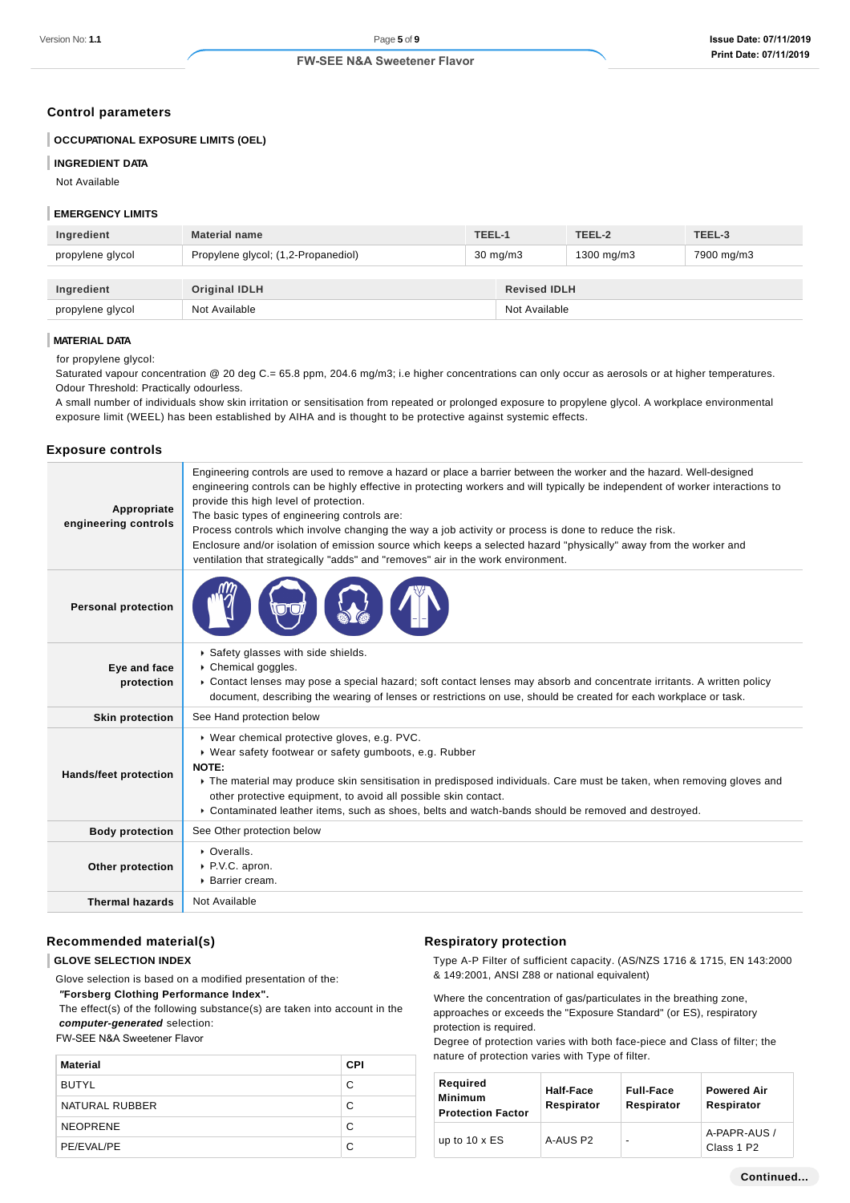## Control parameters

### OCCUPATIONAL EXPOSURE LIMITS (OEL)

### INGREDIENT DATA

Not Available

### EMERGENCY LIMITS

| Ingredient | Material name | TEEL-1 | TEEL-2 | TEEL-3 |
|---|---|---|---|---|
| propylene glycol | Propylene glycol; (1,2-Propanediol) | 30 mg/m3 | 1300 mg/m3 | 7900 mg/m3 |

| Ingredient | Original IDLH | Revised IDLH |
|---|---|---|
| propylene glycol | Not Available | Not Available |

### MATERIAL DATA

for propylene glycol:
Saturated vapour concentration @ 20 deg C.= 65.8 ppm, 204.6 mg/m3; i.e higher concentrations can only occur as aerosols or at higher temperatures.
Odour Threshold: Practically odourless.
A small number of individuals show skin irritation or sensitisation from repeated or prolonged exposure to propylene glycol. A workplace environmental exposure limit (WEEL) has been established by AIHA and is thought to be protective against systemic effects.

## Exposure controls

| | |
|---|---|
| **Appropriate engineering controls** | Engineering controls are used to remove a hazard or place a barrier between the worker and the hazard. Well-designed engineering controls can be highly effective in protecting workers and will typically be independent of worker interactions to provide this high level of protection.<br>The basic types of engineering controls are:<br>Process controls which involve changing the way a job activity or process is done to reduce the risk.<br>Enclosure and/or isolation of emission source which keeps a selected hazard "physically" away from the worker and ventilation that strategically "adds" and "removes" air in the work environment. |
| **Personal protection** | |
| **Eye and face protection** | ‣ Safety glasses with side shields.<br>‣ Chemical goggles.<br>‣ Contact lenses may pose a special hazard; soft contact lenses may absorb and concentrate irritants. A written policy document, describing the wearing of lenses or restrictions on use, should be created for each workplace or task. |
| **Skin protection** | See Hand protection below |
| **Hands/feet protection** | ‣ Wear chemical protective gloves, e.g. PVC.<br>‣ Wear safety footwear or safety gumboots, e.g. Rubber<br>**NOTE:**<br>‣ The material may produce skin sensitisation in predisposed individuals. Care must be taken, when removing gloves and other protective equipment, to avoid all possible skin contact.<br>‣ Contaminated leather items, such as shoes, belts and watch-bands should be removed and destroyed. |
| **Body protection** | See Other protection below |
| **Other protection** | ‣ Overalls.<br>‣ P.V.C. apron.<br>‣ Barrier cream. |
| **Thermal hazards** | Not Available |

## Recommended material(s)

### GLOVE SELECTION INDEX

Glove selection is based on a modified presentation of the:
***"*Forsberg Clothing Performance Index".**
The effect(s) of the following substance(s) are taken into account in the ***computer-generated*** selection:
FW-SEE N&A Sweetener Flavor

| Material | CPI |
|---|---|
| BUTYL | C |
| NATURAL RUBBER | C |
| NEOPRENE | C |
| PE/EVAL/PE | C |

## Respiratory protection

Type A-P Filter of sufficient capacity. (AS/NZS 1716 & 1715, EN 143:2000 & 149:2001, ANSI Z88 or national equivalent)

Where the concentration of gas/particulates in the breathing zone, approaches or exceeds the "Exposure Standard" (or ES), respiratory protection is required.
Degree of protection varies with both face-piece and Class of filter; the nature of protection varies with Type of filter.

| Required Minimum Protection Factor | Half-Face Respirator | Full-Face Respirator | Powered Air Respirator |
|---|---|---|---|
| up to 10 x ES | A-AUS P2 | - | A-PAPR-AUS / Class 1 P2 |

Continued...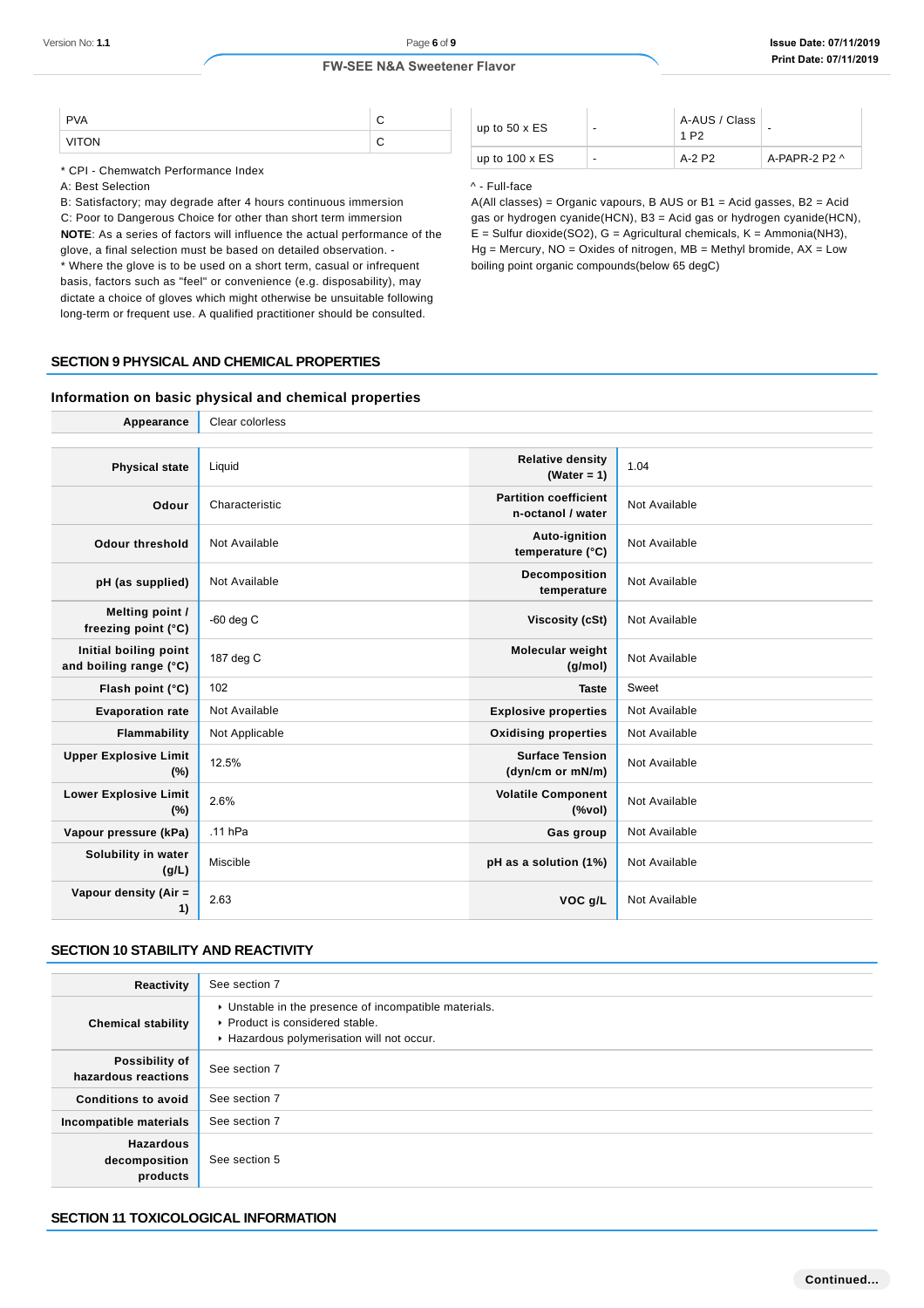| PVA | C |
|---|---|
| VITON | C |

\* CPI - Chemwatch Performance Index
A: Best Selection
B: Satisfactory; may degrade after 4 hours continuous immersion
C: Poor to Dangerous Choice for other than short term immersion
**NOTE**: As a series of factors will influence the actual performance of the glove, a final selection must be based on detailed observation. -
\* Where the glove is to be used on a short term, casual or infrequent basis, factors such as "feel" or convenience (e.g. disposability), may dictate a choice of gloves which might otherwise be unsuitable following long-term or frequent use. A qualified practitioner should be consulted.

| up to 50 x ES | - | A-AUS / Class 1 P2 | - |
|---|---|---|---|
| up to 100 x ES | - | A-2 P2 | A-PAPR-2 P2 ^ |

^ - Full-face
A(All classes) = Organic vapours, B AUS or B1 = Acid gasses, B2 = Acid gas or hydrogen cyanide(HCN), B3 = Acid gas or hydrogen cyanide(HCN), E = Sulfur dioxide(SO2), G = Agricultural chemicals, K = Ammonia(NH3), Hg = Mercury, NO = Oxides of nitrogen, MB = Methyl bromide, AX = Low boiling point organic compounds(below 65 degC)

## SECTION 9 PHYSICAL AND CHEMICAL PROPERTIES

### Information on basic physical and chemical properties

| **Appearance** | Clear colorless | | |
|---|---|---|---|
| **Physical state** | Liquid | **Relative density (Water = 1)** | 1.04 |
| **Odour** | Characteristic | **Partition coefficient n-octanol / water** | Not Available |
| **Odour threshold** | Not Available | **Auto-ignition temperature (°C)** | Not Available |
| **pH (as supplied)** | Not Available | **Decomposition temperature** | Not Available |
| **Melting point / freezing point (°C)** | -60 deg C | **Viscosity (cSt)** | Not Available |
| **Initial boiling point and boiling range (°C)** | 187 deg C | **Molecular weight (g/mol)** | Not Available |
| **Flash point (°C)** | 102 | **Taste** | Sweet |
| **Evaporation rate** | Not Available | **Explosive properties** | Not Available |
| **Flammability** | Not Applicable | **Oxidising properties** | Not Available |
| **Upper Explosive Limit (%)** | 12.5% | **Surface Tension (dyn/cm or mN/m)** | Not Available |
| **Lower Explosive Limit (%)** | 2.6% | **Volatile Component (%vol)** | Not Available |
| **Vapour pressure (kPa)** | .11 hPa | **Gas group** | Not Available |
| **Solubility in water (g/L)** | Miscible | **pH as a solution (1%)** | Not Available |
| **Vapour density (Air = 1)** | 2.63 | **VOC g/L** | Not Available |

## SECTION 10 STABILITY AND REACTIVITY

| **Reactivity** | See section 7 |
|---|---|
| **Chemical stability** | ▸ Unstable in the presence of incompatible materials.<br>▸ Product is considered stable.<br>▸ Hazardous polymerisation will not occur. |
| **Possibility of hazardous reactions** | See section 7 |
| **Conditions to avoid** | See section 7 |
| **Incompatible materials** | See section 7 |
| **Hazardous decomposition products** | See section 5 |

## SECTION 11 TOXICOLOGICAL INFORMATION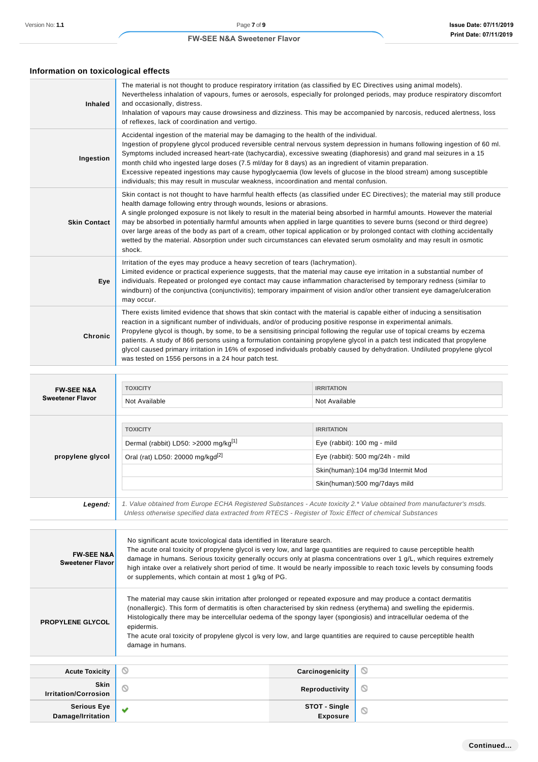## Information on toxicological effects

| | |
|---|---|
| **Inhaled** | The material is not thought to produce respiratory irritation (as classified by EC Directives using animal models). Nevertheless inhalation of vapours, fumes or aerosols, especially for prolonged periods, may produce respiratory discomfort and occasionally, distress.<br>Inhalation of vapours may cause drowsiness and dizziness. This may be accompanied by narcosis, reduced alertness, loss of reflexes, lack of coordination and vertigo. |
| **Ingestion** | Accidental ingestion of the material may be damaging to the health of the individual.<br>Ingestion of propylene glycol produced reversible central nervous system depression in humans following ingestion of 60 ml. Symptoms included increased heart-rate (tachycardia), excessive sweating (diaphoresis) and grand mal seizures in a 15 month child who ingested large doses (7.5 ml/day for 8 days) as an ingredient of vitamin preparation.<br>Excessive repeated ingestions may cause hypoglycaemia (low levels of glucose in the blood stream) among susceptible individuals; this may result in muscular weakness, incoordination and mental confusion. |
| **Skin Contact** | Skin contact is not thought to have harmful health effects (as classified under EC Directives); the material may still produce health damage following entry through wounds, lesions or abrasions.<br>A single prolonged exposure is not likely to result in the material being absorbed in harmful amounts. However the material may be absorbed in potentially harmful amounts when applied in large quantities to severe burns (second or third degree) over large areas of the body as part of a cream, other topical application or by prolonged contact with clothing accidentally wetted by the material. Absorption under such circumstances can elevated serum osmolality and may result in osmotic shock. |
| **Eye** | Irritation of the eyes may produce a heavy secretion of tears (lachrymation).<br>Limited evidence or practical experience suggests, that the material may cause eye irritation in a substantial number of individuals. Repeated or prolonged eye contact may cause inflammation characterised by temporary redness (similar to windburn) of the conjunctiva (conjunctivitis); temporary impairment of vision and/or other transient eye damage/ulceration may occur. |
| **Chronic** | There exists limited evidence that shows that skin contact with the material is capable either of inducing a sensitisation reaction in a significant number of individuals, and/or of producing positive response in experimental animals.<br>Propylene glycol is though, by some, to be a sensitising principal following the regular use of topical creams by eczema patients. A study of 866 persons using a formulation containing propylene glycol in a patch test indicated that propylene glycol caused primary irritation in 16% of exposed individuals probably caused by dehydration. Undiluted propylene glycol was tested on 1556 persons in a 24 hour patch test. |

| | TOXICITY | IRRITATION |
|---|---|---|
| **FW-SEE N&A Sweetener Flavor** | Not Available | Not Available |
| **propylene glycol** | Dermal (rabbit) LD50: >2000 mg/kg[1] | Eye (rabbit): 100 mg - mild |
| | Oral (rat) LD50: 20000 mg/kgd[2] | Eye (rabbit): 500 mg/24h - mild |
| | | Skin(human):104 mg/3d Intermit Mod |
| | | Skin(human):500 mg/7days mild |
| ***Legend:*** | *1. Value obtained from Europe ECHA Registered Substances - Acute toxicity 2.\* Value obtained from manufacturer's msds. Unless otherwise specified data extracted from RTECS - Register of Toxic Effect of chemical Substances* | |

| | |
|---|---|
| **FW-SEE N&A Sweetener Flavor** | No significant acute toxicological data identified in literature search.<br>The acute oral toxicity of propylene glycol is very low, and large quantities are required to cause perceptible health damage in humans. Serious toxicity generally occurs only at plasma concentrations over 1 g/L, which requires extremely high intake over a relatively short period of time. It would be nearly impossible to reach toxic levels by consuming foods or supplements, which contain at most 1 g/kg of PG. |
| **PROPYLENE GLYCOL** | The material may cause skin irritation after prolonged or repeated exposure and may produce a contact dermatitis (nonallergic). This form of dermatitis is often characterised by skin redness (erythema) and swelling the epidermis. Histologically there may be intercellular oedema of the spongy layer (spongiosis) and intracellular oedema of the epidermis.<br>The acute oral toxicity of propylene glycol is very low, and large quantities are required to cause perceptible health damage in humans. |

| | | | |
|---|---|---|---|
| **Acute Toxicity** | ⃠ | **Carcinogenicity** | ⃠ |
| **Skin Irritation/Corrosion** | ⃠ | **Reproductivity** | ⃠ |
| **Serious Eye Damage/Irritation** | ✔ | **STOT - Single Exposure** | ⃠ |

**Continued...**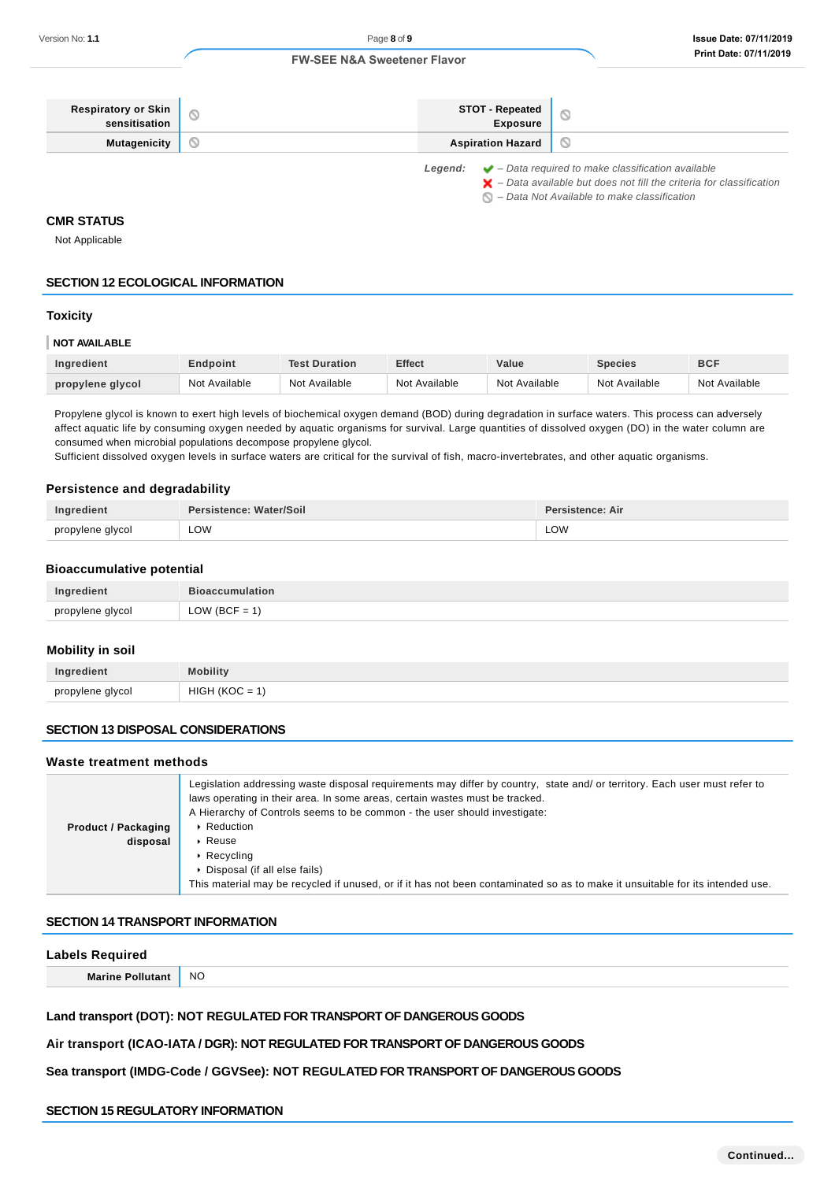| Respiratory or Skin sensitisation | ⃠ | STOT - Repeated Exposure | ⃠ |
|---|---|---|---|
| Mutagenicity | ⃠ | Aspiration Hazard | ⃠ |

*Legend:*
- ✔ – *Data required to make classification available*
- ✘ – *Data available but does not fill the criteria for classification*
- ⃠ – *Data Not Available to make classification*

### CMR STATUS

Not Applicable

## SECTION 12 ECOLOGICAL INFORMATION

### Toxicity

**NOT AVAILABLE**

| Ingredient | Endpoint | Test Duration | Effect | Value | Species | BCF |
|---|---|---|---|---|---|---|
| propylene glycol | Not Available | Not Available | Not Available | Not Available | Not Available | Not Available |

Propylene glycol is known to exert high levels of biochemical oxygen demand (BOD) during degradation in surface waters. This process can adversely affect aquatic life by consuming oxygen needed by aquatic organisms for survival. Large quantities of dissolved oxygen (DO) in the water column are consumed when microbial populations decompose propylene glycol.
Sufficient dissolved oxygen levels in surface waters are critical for the survival of fish, macro-invertebrates, and other aquatic organisms.

### Persistence and degradability

| Ingredient | Persistence: Water/Soil | Persistence: Air |
|---|---|---|
| propylene glycol | LOW | LOW |

### Bioaccumulative potential

| Ingredient | Bioaccumulation |
|---|---|
| propylene glycol | LOW (BCF = 1) |

### Mobility in soil

| Ingredient | Mobility |
|---|---|
| propylene glycol | HIGH (KOC = 1) |

## SECTION 13 DISPOSAL CONSIDERATIONS

### Waste treatment methods

| | |
|---|---|
| Product / Packaging disposal | Legislation addressing waste disposal requirements may differ by country, state and/ or territory. Each user must refer to laws operating in their area. In some areas, certain wastes must be tracked.<br>A Hierarchy of Controls seems to be common - the user should investigate:<br>▸ Reduction<br>▸ Reuse<br>▸ Recycling<br>▸ Disposal (if all else fails)<br>This material may be recycled if unused, or if it has not been contaminated so as to make it unsuitable for its intended use. |

## SECTION 14 TRANSPORT INFORMATION

### Labels Required

| | |
|---|---|
| Marine Pollutant | NO |

**Land transport (DOT): NOT REGULATED FOR TRANSPORT OF DANGEROUS GOODS**

**Air transport (ICAO-IATA / DGR): NOT REGULATED FOR TRANSPORT OF DANGEROUS GOODS**

**Sea transport (IMDG-Code / GGVSee): NOT REGULATED FOR TRANSPORT OF DANGEROUS GOODS**

## SECTION 15 REGULATORY INFORMATION

Continued...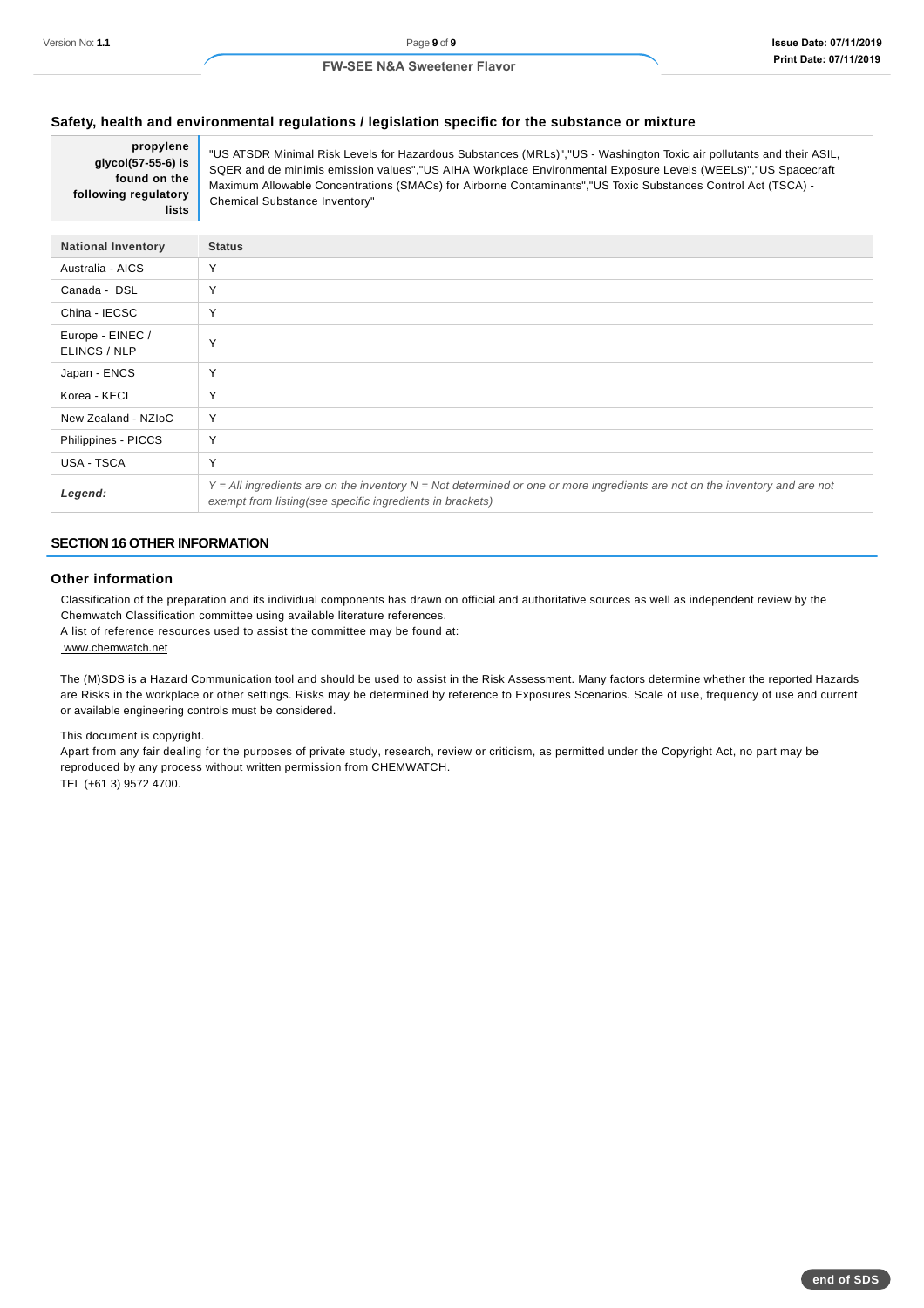### Safety, health and environmental regulations / legislation specific for the substance or mixture

| | |
|---|---|
| **propylene glycol(57-55-6) is found on the following regulatory lists** | "US ATSDR Minimal Risk Levels for Hazardous Substances (MRLs)","US - Washington Toxic air pollutants and their ASIL, SQER and de minimis emission values","US AIHA Workplace Environmental Exposure Levels (WEELs)","US Spacecraft Maximum Allowable Concentrations (SMACs) for Airborne Contaminants","US Toxic Substances Control Act (TSCA) - Chemical Substance Inventory" |

| National Inventory | Status |
|---|---|
| Australia - AICS | Y |
| Canada - DSL | Y |
| China - IECSC | Y |
| Europe - EINEC / ELINCS / NLP | Y |
| Japan - ENCS | Y |
| Korea - KECI | Y |
| New Zealand - NZIoC | Y |
| Philippines - PICCS | Y |
| USA - TSCA | Y |
| ***Legend:*** | *Y = All ingredients are on the inventory N = Not determined or one or more ingredients are not on the inventory and are not exempt from listing(see specific ingredients in brackets)* |

## SECTION 16 OTHER INFORMATION

### Other information

Classification of the preparation and its individual components has drawn on official and authoritative sources as well as independent review by the Chemwatch Classification committee using available literature references.
A list of reference resources used to assist the committee may be found at:
www.chemwatch.net

The (M)SDS is a Hazard Communication tool and should be used to assist in the Risk Assessment. Many factors determine whether the reported Hazards are Risks in the workplace or other settings. Risks may be determined by reference to Exposures Scenarios. Scale of use, frequency of use and current or available engineering controls must be considered.

This document is copyright.
Apart from any fair dealing for the purposes of private study, research, review or criticism, as permitted under the Copyright Act, no part may be reproduced by any process without written permission from CHEMWATCH.
TEL (+61 3) 9572 4700.

end of SDS